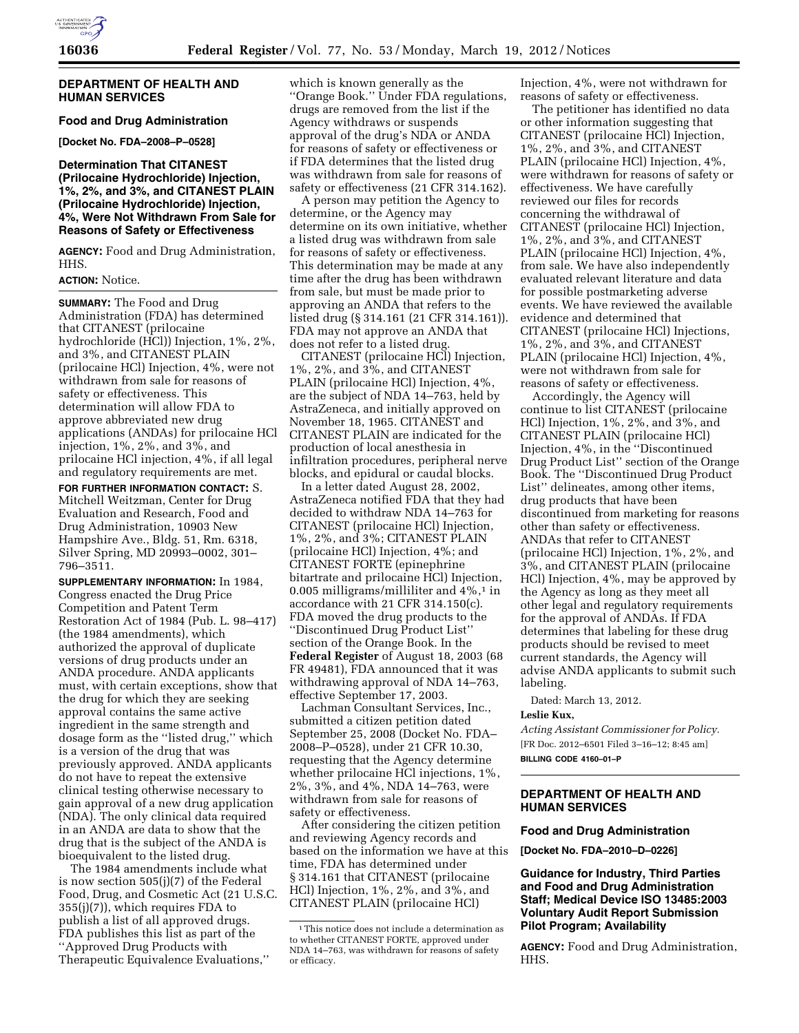## DEPARTMENT OF HEALTH AND HUMAN SERVICES

### Food and Drug Administration

**[Docket No. FDA–2008–P–0528]**

### Determination That CITANEST (Prilocaine Hydrochloride) Injection, 1%, 2%, and 3%, and CITANEST PLAIN (Prilocaine Hydrochloride) Injection, 4%, Were Not Withdrawn From Sale for Reasons of Safety or Effectiveness

**AGENCY:** Food and Drug Administration, HHS.

**ACTION:** Notice.

**SUMMARY:** The Food and Drug Administration (FDA) has determined that CITANEST (prilocaine hydrochloride (HCl)) Injection, 1%, 2%, and 3%, and CITANEST PLAIN (prilocaine HCl) Injection, 4%, were not withdrawn from sale for reasons of safety or effectiveness. This determination will allow FDA to approve abbreviated new drug applications (ANDAs) for prilocaine HCl injection, 1%, 2%, and 3%, and prilocaine HCl injection, 4%, if all legal and regulatory requirements are met.

**FOR FURTHER INFORMATION CONTACT:** S. Mitchell Weitzman, Center for Drug Evaluation and Research, Food and Drug Administration, 10903 New Hampshire Ave., Bldg. 51, Rm. 6318, Silver Spring, MD 20993–0002, 301–796–3511.

**SUPPLEMENTARY INFORMATION:** In 1984, Congress enacted the Drug Price Competition and Patent Term Restoration Act of 1984 (Pub. L. 98–417) (the 1984 amendments), which authorized the approval of duplicate versions of drug products under an ANDA procedure. ANDA applicants must, with certain exceptions, show that the drug for which they are seeking approval contains the same active ingredient in the same strength and dosage form as the ''listed drug,'' which is a version of the drug that was previously approved. ANDA applicants do not have to repeat the extensive clinical testing otherwise necessary to gain approval of a new drug application (NDA). The only clinical data required in an ANDA are data to show that the drug that is the subject of the ANDA is bioequivalent to the listed drug.

The 1984 amendments include what is now section 505(j)(7) of the Federal Food, Drug, and Cosmetic Act (21 U.S.C. 355(j)(7)), which requires FDA to publish a list of all approved drugs. FDA publishes this list as part of the ''Approved Drug Products with Therapeutic Equivalence Evaluations,'' which is known generally as the ''Orange Book.'' Under FDA regulations, drugs are removed from the list if the Agency withdraws or suspends approval of the drug's NDA or ANDA for reasons of safety or effectiveness or if FDA determines that the listed drug was withdrawn from sale for reasons of safety or effectiveness (21 CFR 314.162).

A person may petition the Agency to determine, or the Agency may determine on its own initiative, whether a listed drug was withdrawn from sale for reasons of safety or effectiveness. This determination may be made at any time after the drug has been withdrawn from sale, but must be made prior to approving an ANDA that refers to the listed drug (§ 314.161 (21 CFR 314.161)). FDA may not approve an ANDA that does not refer to a listed drug.

CITANEST (prilocaine HCl) Injection, 1%, 2%, and 3%, and CITANEST PLAIN (prilocaine HCl) Injection, 4%, are the subject of NDA 14–763, held by AstraZeneca, and initially approved on November 18, 1965. CITANEST and CITANEST PLAIN are indicated for the production of local anesthesia in infiltration procedures, peripheral nerve blocks, and epidural or caudal blocks.

In a letter dated August 28, 2002, AstraZeneca notified FDA that they had decided to withdraw NDA 14–763 for CITANEST (prilocaine HCl) Injection, 1%, 2%, and 3%; CITANEST PLAIN (prilocaine HCl) Injection, 4%; and CITANEST FORTE (epinephrine bitartrate and prilocaine HCl) Injection, 0.005 milligrams/milliliter and 4%,[1] in accordance with 21 CFR 314.150(c). FDA moved the drug products to the ''Discontinued Drug Product List'' section of the Orange Book. In the **Federal Register** of August 18, 2003 (68 FR 49481), FDA announced that it was withdrawing approval of NDA 14–763, effective September 17, 2003.

Lachman Consultant Services, Inc., submitted a citizen petition dated September 25, 2008 (Docket No. FDA–2008–P–0528), under 21 CFR 10.30, requesting that the Agency determine whether prilocaine HCl injections, 1%, 2%, 3%, and 4%, NDA 14–763, were withdrawn from sale for reasons of safety or effectiveness.

After considering the citizen petition and reviewing Agency records and based on the information we have at this time, FDA has determined under § 314.161 that CITANEST (prilocaine HCl) Injection, 1%, 2%, and 3%, and CITANEST PLAIN (prilocaine HCl) Injection, 4%, were not withdrawn for reasons of safety or effectiveness.

The petitioner has identified no data or other information suggesting that CITANEST (prilocaine HCl) Injection, 1%, 2%, and 3%, and CITANEST PLAIN (prilocaine HCl) Injection, 4%, were withdrawn for reasons of safety or effectiveness. We have carefully reviewed our files for records concerning the withdrawal of CITANEST (prilocaine HCl) Injection, 1%, 2%, and 3%, and CITANEST PLAIN (prilocaine HCl) Injection, 4%, from sale. We have also independently evaluated relevant literature and data for possible postmarketing adverse events. We have reviewed the available evidence and determined that CITANEST (prilocaine HCl) Injections, 1%, 2%, and 3%, and CITANEST PLAIN (prilocaine HCl) Injection, 4%, were not withdrawn from sale for reasons of safety or effectiveness.

Accordingly, the Agency will continue to list CITANEST (prilocaine HCl) Injection, 1%, 2%, and 3%, and CITANEST PLAIN (prilocaine HCl) Injection, 4%, in the ''Discontinued Drug Product List'' section of the Orange Book. The ''Discontinued Drug Product List'' delineates, among other items, drug products that have been discontinued from marketing for reasons other than safety or effectiveness. ANDAs that refer to CITANEST (prilocaine HCl) Injection, 1%, 2%, and 3%, and CITANEST PLAIN (prilocaine HCl) Injection, 4%, may be approved by the Agency as long as they meet all other legal and regulatory requirements for the approval of ANDAs. If FDA determines that labeling for these drug products should be revised to meet current standards, the Agency will advise ANDA applicants to submit such labeling.

Dated: March 13, 2012.

**Leslie Kux,**

*Acting Assistant Commissioner for Policy.*

[FR Doc. 2012–6501 Filed 3–16–12; 8:45 am]

**BILLING CODE 4160–01–P**

[1] This notice does not include a determination as to whether CITANEST FORTE, approved under NDA 14–763, was withdrawn for reasons of safety or efficacy.

---

## DEPARTMENT OF HEALTH AND HUMAN SERVICES

### Food and Drug Administration

**[Docket No. FDA–2010–D–0226]**

### Guidance for Industry, Third Parties and Food and Drug Administration Staff; Medical Device ISO 13485:2003 Voluntary Audit Report Submission Pilot Program; Availability

**AGENCY:** Food and Drug Administration, HHS.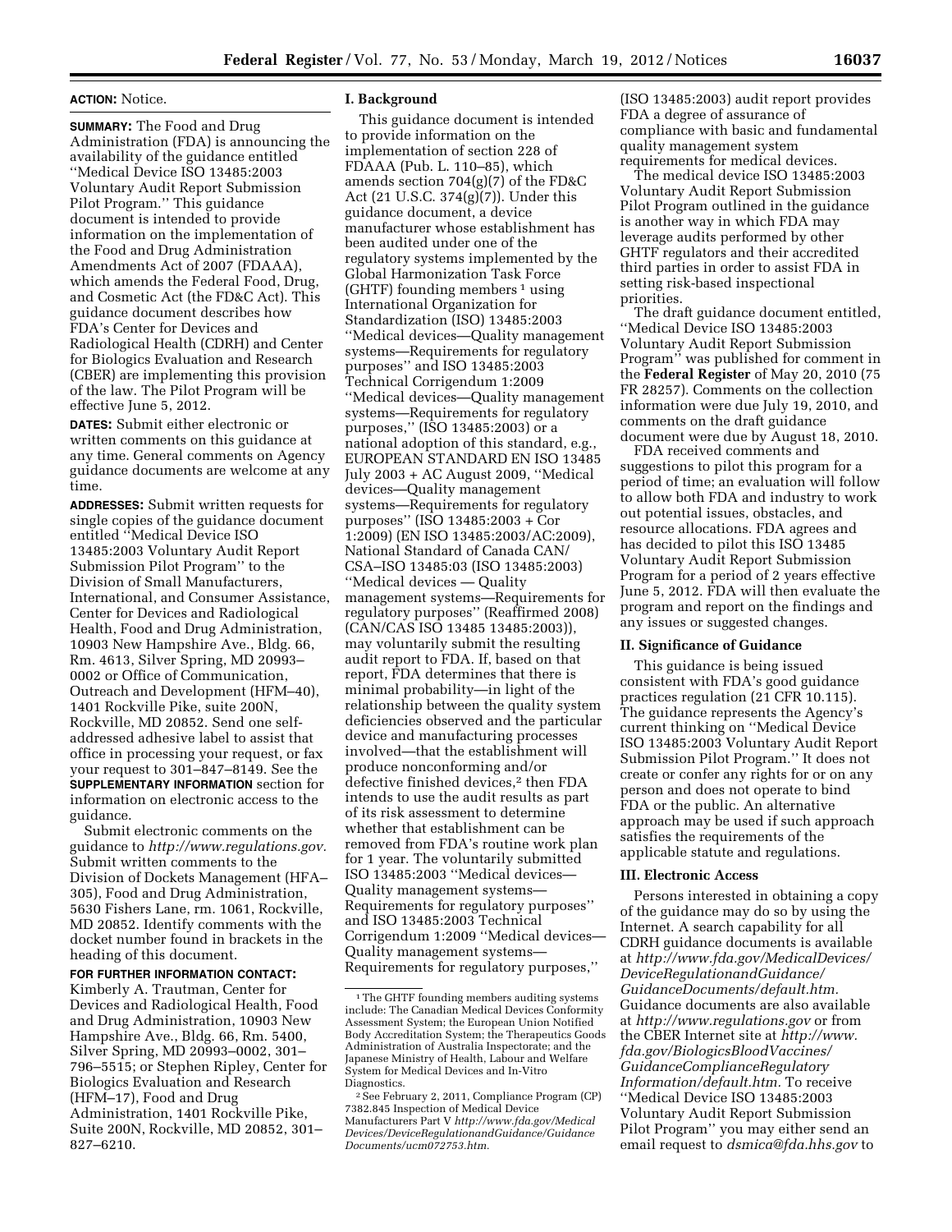**ACTION:** Notice.

**SUMMARY:** The Food and Drug Administration (FDA) is announcing the availability of the guidance entitled ''Medical Device ISO 13485:2003 Voluntary Audit Report Submission Pilot Program.'' This guidance document is intended to provide information on the implementation of the Food and Drug Administration Amendments Act of 2007 (FDAAA), which amends the Federal Food, Drug, and Cosmetic Act (the FD&C Act). This guidance document describes how FDA's Center for Devices and Radiological Health (CDRH) and Center for Biologics Evaluation and Research (CBER) are implementing this provision of the law. The Pilot Program will be effective June 5, 2012.

**DATES:** Submit either electronic or written comments on this guidance at any time. General comments on Agency guidance documents are welcome at any time.

**ADDRESSES:** Submit written requests for single copies of the guidance document entitled ''Medical Device ISO 13485:2003 Voluntary Audit Report Submission Pilot Program'' to the Division of Small Manufacturers, International, and Consumer Assistance, Center for Devices and Radiological Health, Food and Drug Administration, 10903 New Hampshire Ave., Bldg. 66, Rm. 4613, Silver Spring, MD 20993–0002 or Office of Communication, Outreach and Development (HFM–40), 1401 Rockville Pike, suite 200N, Rockville, MD 20852. Send one self-addressed adhesive label to assist that office in processing your request, or fax your request to 301–847–8149. See the **SUPPLEMENTARY INFORMATION** section for information on electronic access to the guidance.

Submit electronic comments on the guidance to *http://www.regulations.gov*. Submit written comments to the Division of Dockets Management (HFA–305), Food and Drug Administration, 5630 Fishers Lane, rm. 1061, Rockville, MD 20852. Identify comments with the docket number found in brackets in the heading of this document.

**FOR FURTHER INFORMATION CONTACT:** Kimberly A. Trautman, Center for Devices and Radiological Health, Food and Drug Administration, 10903 New Hampshire Ave., Bldg. 66, Rm. 5400, Silver Spring, MD 20993–0002, 301–796–5515; or Stephen Ripley, Center for Biologics Evaluation and Research (HFM–17), Food and Drug Administration, 1401 Rockville Pike, Suite 200N, Rockville, MD 20852, 301–827–6210.

## I. Background

This guidance document is intended to provide information on the implementation of section 228 of FDAAA (Pub. L. 110–85), which amends section 704(g)(7) of the FD&C Act (21 U.S.C. 374(g)(7)). Under this guidance document, a device manufacturer whose establishment has been audited under one of the regulatory systems implemented by the Global Harmonization Task Force (GHTF) founding members [1] using International Organization for Standardization (ISO) 13485:2003 ''Medical devices—Quality management systems—Requirements for regulatory purposes'' and ISO 13485:2003 Technical Corrigendum 1:2009 ''Medical devices—Quality management systems—Requirements for regulatory purposes,'' (ISO 13485:2003) or a national adoption of this standard, e.g., EUROPEAN STANDARD EN ISO 13485 July 2003 + AC August 2009, ''Medical devices—Quality management systems—Requirements for regulatory purposes'' (ISO 13485:2003 + Cor 1:2009) (EN ISO 13485:2003/AC:2009), National Standard of Canada CAN/CSA–ISO 13485:03 (ISO 13485:2003) ''Medical devices — Quality management systems—Requirements for regulatory purposes'' (Reaffirmed 2008) (CAN/CAS ISO 13485 13485:2003)), may voluntarily submit the resulting audit report to FDA. If, based on that report, FDA determines that there is minimal probability—in light of the relationship between the quality system deficiencies observed and the particular device and manufacturing processes involved—that the establishment will produce nonconforming and/or defective finished devices,[2] then FDA intends to use the audit results as part of its risk assessment to determine whether that establishment can be removed from FDA's routine work plan for 1 year. The voluntarily submitted ISO 13485:2003 ''Medical devices—Quality management systems—Requirements for regulatory purposes'' and ISO 13485:2003 Technical Corrigendum 1:2009 ''Medical devices—Quality management systems—Requirements for regulatory purposes,'' (ISO 13485:2003) audit report provides FDA a degree of assurance of compliance with basic and fundamental quality management system requirements for medical devices.

The medical device ISO 13485:2003 Voluntary Audit Report Submission Pilot Program outlined in the guidance is another way in which FDA may leverage audits performed by other GHTF regulators and their accredited third parties in order to assist FDA in setting risk-based inspectional priorities.

The draft guidance document entitled, ''Medical Device ISO 13485:2003 Voluntary Audit Report Submission Program'' was published for comment in the **Federal Register** of May 20, 2010 (75 FR 28257). Comments on the collection information were due July 19, 2010, and comments on the draft guidance document were due by August 18, 2010.

FDA received comments and suggestions to pilot this program for a period of time; an evaluation will follow to allow both FDA and industry to work out potential issues, obstacles, and resource allocations. FDA agrees and has decided to pilot this ISO 13485 Voluntary Audit Report Submission Program for a period of 2 years effective June 5, 2012. FDA will then evaluate the program and report on the findings and any issues or suggested changes.

## II. Significance of Guidance

This guidance is being issued consistent with FDA's good guidance practices regulation (21 CFR 10.115). The guidance represents the Agency's current thinking on ''Medical Device ISO 13485:2003 Voluntary Audit Report Submission Pilot Program.'' It does not create or confer any rights for or on any person and does not operate to bind FDA or the public. An alternative approach may be used if such approach satisfies the requirements of the applicable statute and regulations.

## III. Electronic Access

Persons interested in obtaining a copy of the guidance may do so by using the Internet. A search capability for all CDRH guidance documents is available at *http://www.fda.gov/MedicalDevices/DeviceRegulationandGuidance/GuidanceDocuments/default.htm.* Guidance documents are also available at *http://www.regulations.gov* or from the CBER Internet site at *http://www.fda.gov/BiologicsBloodVaccines/GuidanceComplianceRegulatoryInformation/default.htm.* To receive ''Medical Device ISO 13485:2003 Voluntary Audit Report Submission Pilot Program'' you may either send an email request to *dsmica@fda.hhs.gov* to

---

[1] The GHTF founding members auditing systems include: The Canadian Medical Devices Conformity Assessment System; the European Union Notified Body Accreditation System; the Therapeutics Goods Administration of Australia Inspectorate; and the Japanese Ministry of Health, Labour and Welfare System for Medical Devices and In-Vitro Diagnostics.

[2] See February 2, 2011, Compliance Program (CP) 7382.845 Inspection of Medical Device Manufacturers Part V *http://www.fda.gov/MedicalDevices/DeviceRegulationandGuidance/GuidanceDocuments/ucm072753.htm.*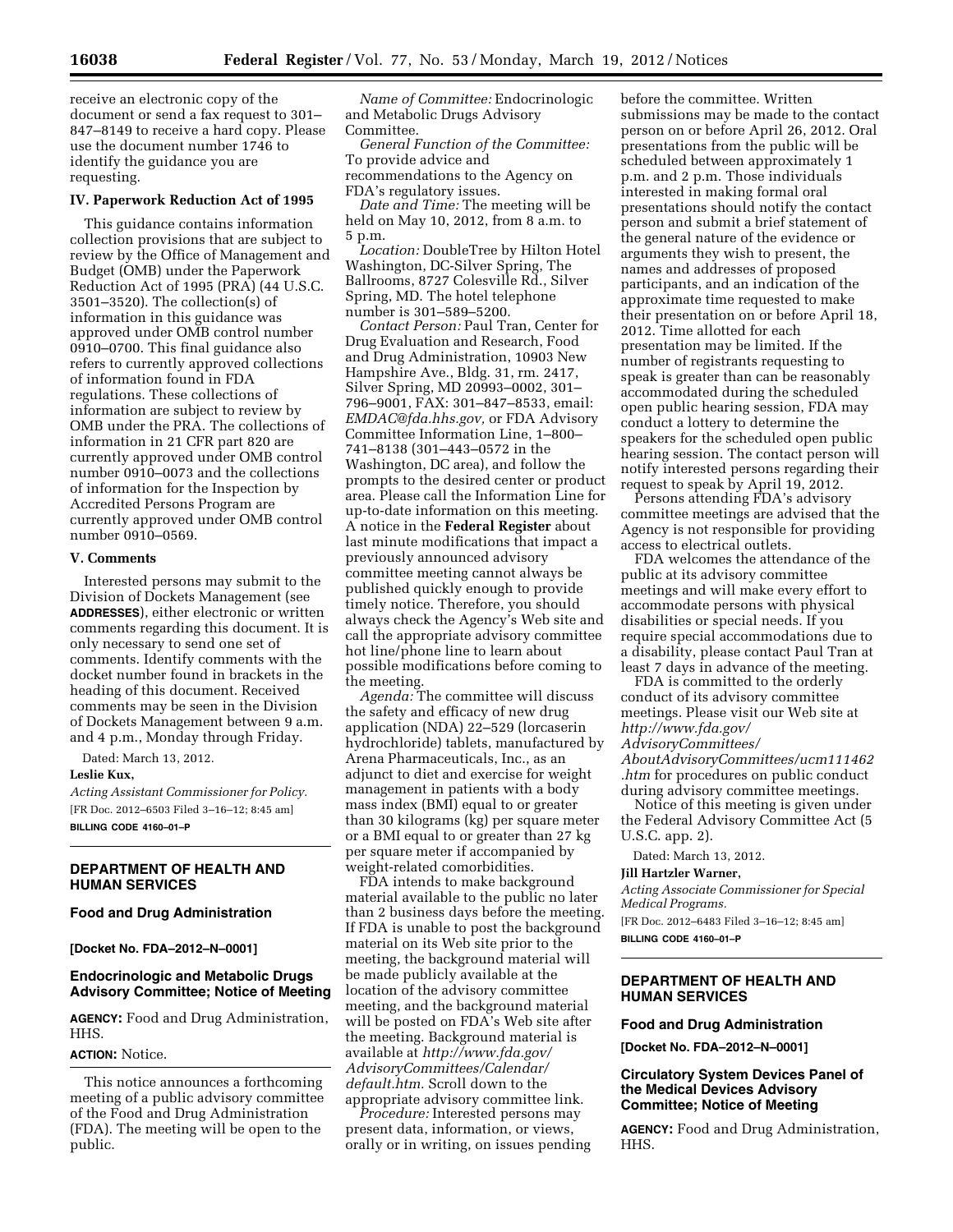receive an electronic copy of the document or send a fax request to 301–847–8149 to receive a hard copy. Please use the document number 1746 to identify the guidance you are requesting.

### IV. Paperwork Reduction Act of 1995

This guidance contains information collection provisions that are subject to review by the Office of Management and Budget (OMB) under the Paperwork Reduction Act of 1995 (PRA) (44 U.S.C. 3501–3520). The collection(s) of information in this guidance was approved under OMB control number 0910–0700. This final guidance also refers to currently approved collections of information found in FDA regulations. These collections of information are subject to review by OMB under the PRA. The collections of information in 21 CFR part 820 are currently approved under OMB control number 0910–0073 and the collections of information for the Inspection by Accredited Persons Program are currently approved under OMB control number 0910–0569.

### V. Comments

Interested persons may submit to the Division of Dockets Management (see **ADDRESSES**), either electronic or written comments regarding this document. It is only necessary to send one set of comments. Identify comments with the docket number found in brackets in the heading of this document. Received comments may be seen in the Division of Dockets Management between 9 a.m. and 4 p.m., Monday through Friday.

Dated: March 13, 2012.

**Leslie Kux,**

*Acting Assistant Commissioner for Policy.*

[FR Doc. 2012–6503 Filed 3–16–12; 8:45 am]

**BILLING CODE 4160–01–P**

---

## DEPARTMENT OF HEALTH AND HUMAN SERVICES

### Food and Drug Administration

**[Docket No. FDA–2012–N–0001]**

### Endocrinologic and Metabolic Drugs Advisory Committee; Notice of Meeting

**AGENCY:** Food and Drug Administration, HHS.

**ACTION:** Notice.

This notice announces a forthcoming meeting of a public advisory committee of the Food and Drug Administration (FDA). The meeting will be open to the public.

*Name of Committee:* Endocrinologic and Metabolic Drugs Advisory Committee.

*General Function of the Committee:* To provide advice and recommendations to the Agency on FDA's regulatory issues.

*Date and Time:* The meeting will be held on May 10, 2012, from 8 a.m. to 5 p.m.

*Location:* DoubleTree by Hilton Hotel Washington, DC-Silver Spring, The Ballrooms, 8727 Colesville Rd., Silver Spring, MD. The hotel telephone number is 301–589–5200.

*Contact Person:* Paul Tran, Center for Drug Evaluation and Research, Food and Drug Administration, 10903 New Hampshire Ave., Bldg. 31, rm. 2417, Silver Spring, MD 20993–0002, 301–796–9001, FAX: 301–847–8533, email: *EMDAC@fda.hhs.gov*, or FDA Advisory Committee Information Line, 1–800–741–8138 (301–443–0572 in the Washington, DC area), and follow the prompts to the desired center or product area. Please call the Information Line for up-to-date information on this meeting. A notice in the **Federal Register** about last minute modifications that impact a previously announced advisory committee meeting cannot always be published quickly enough to provide timely notice. Therefore, you should always check the Agency's Web site and call the appropriate advisory committee hot line/phone line to learn about possible modifications before coming to the meeting.

*Agenda:* The committee will discuss the safety and efficacy of new drug application (NDA) 22–529 (lorcaserin hydrochloride) tablets, manufactured by Arena Pharmaceuticals, Inc., as an adjunct to diet and exercise for weight management in patients with a body mass index (BMI) equal to or greater than 30 kilograms (kg) per square meter or a BMI equal to or greater than 27 kg per square meter if accompanied by weight-related comorbidities.

FDA intends to make background material available to the public no later than 2 business days before the meeting. If FDA is unable to post the background material on its Web site prior to the meeting, the background material will be made publicly available at the location of the advisory committee meeting, and the background material will be posted on FDA's Web site after the meeting. Background material is available at *http://www.fda.gov/AdvisoryCommittees/Calendar/default.htm.* Scroll down to the appropriate advisory committee link.

*Procedure:* Interested persons may present data, information, or views, orally or in writing, on issues pending before the committee. Written submissions may be made to the contact person on or before April 26, 2012. Oral presentations from the public will be scheduled between approximately 1 p.m. and 2 p.m. Those individuals interested in making formal oral presentations should notify the contact person and submit a brief statement of the general nature of the evidence or arguments they wish to present, the names and addresses of proposed participants, and an indication of the approximate time requested to make their presentation on or before April 18, 2012. Time allotted for each presentation may be limited. If the number of registrants requesting to speak is greater than can be reasonably accommodated during the scheduled open public hearing session, FDA may conduct a lottery to determine the speakers for the scheduled open public hearing session. The contact person will notify interested persons regarding their request to speak by April 19, 2012.

Persons attending FDA's advisory committee meetings are advised that the Agency is not responsible for providing access to electrical outlets.

FDA welcomes the attendance of the public at its advisory committee meetings and will make every effort to accommodate persons with physical disabilities or special needs. If you require special accommodations due to a disability, please contact Paul Tran at least 7 days in advance of the meeting.

FDA is committed to the orderly conduct of its advisory committee meetings. Please visit our Web site at *http://www.fda.gov/AdvisoryCommittees/AboutAdvisoryCommittees/ucm111462.htm* for procedures on public conduct during advisory committee meetings.

Notice of this meeting is given under the Federal Advisory Committee Act (5 U.S.C. app. 2).

Dated: March 13, 2012.

**Jill Hartzler Warner,**

*Acting Associate Commissioner for Special Medical Programs.*

[FR Doc. 2012–6483 Filed 3–16–12; 8:45 am]

**BILLING CODE 4160–01–P**

---

## DEPARTMENT OF HEALTH AND HUMAN SERVICES

### Food and Drug Administration

**[Docket No. FDA–2012–N–0001]**

### Circulatory System Devices Panel of the Medical Devices Advisory Committee; Notice of Meeting

**AGENCY:** Food and Drug Administration, HHS.